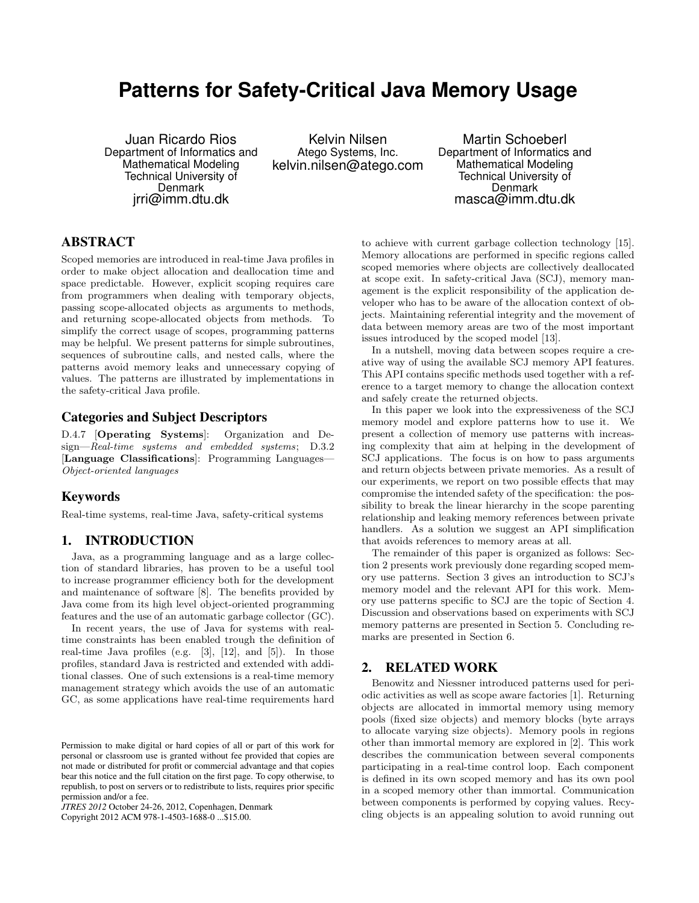# Patterns for Safety-Critical Java Memory Usage

Juan Ricardo Rios
Department of Informatics and Mathematical Modeling
Technical University of Denmark
jrri@imm.dtu.dk

Kelvin Nilsen
Atego Systems, Inc.
kelvin.nilsen@atego.com

Martin Schoeberl
Department of Informatics and Mathematical Modeling
Technical University of Denmark
masca@imm.dtu.dk

## ABSTRACT

Scoped memories are introduced in real-time Java profiles in order to make object allocation and deallocation time and space predictable. However, explicit scoping requires care from programmers when dealing with temporary objects, passing scope-allocated objects as arguments to methods, and returning scope-allocated objects from methods. To simplify the correct usage of scopes, programming patterns may be helpful. We present patterns for simple subroutines, sequences of subroutine calls, and nested calls, where the patterns avoid memory leaks and unnecessary copying of values. The patterns are illustrated by implementations in the safety-critical Java profile.

### Categories and Subject Descriptors

D.4.7 [**Operating Systems**]: Organization and Design—*Real-time systems and embedded systems*; D.3.2 [**Language Classifications**]: Programming Languages—*Object-oriented languages*

### Keywords

Real-time systems, real-time Java, safety-critical systems

## 1. INTRODUCTION

Java, as a programming language and as a large collection of standard libraries, has proven to be a useful tool to increase programmer efficiency both for the development and maintenance of software [8]. The benefits provided by Java come from its high level object-oriented programming features and the use of an automatic garbage collector (GC).

In recent years, the use of Java for systems with real-time constraints has been enabled trough the definition of real-time Java profiles (e.g. [3], [12], and [5]). In those profiles, standard Java is restricted and extended with additional classes. One of such extensions is a real-time memory management strategy which avoids the use of an automatic GC, as some applications have real-time requirements hard to achieve with current garbage collection technology [15]. Memory allocations are performed in specific regions called scoped memories where objects are collectively deallocated at scope exit. In safety-critical Java (SCJ), memory management is the explicit responsibility of the application developer who has to be aware of the allocation context of objects. Maintaining referential integrity and the movement of data between memory areas are two of the most important issues introduced by the scoped model [13].

In a nutshell, moving data between scopes require a creative way of using the available SCJ memory API features. This API contains specific methods used together with a reference to a target memory to change the allocation context and safely create the returned objects.

In this paper we look into the expressiveness of the SCJ memory model and explore patterns how to use it. We present a collection of memory use patterns with increasing complexity that aim at helping in the development of SCJ applications. The focus is on how to pass arguments and return objects between private memories. As a result of our experiments, we report on two possible effects that may compromise the intended safety of the specification: the possibility to break the linear hierarchy in the scope parenting relationship and leaking memory references between private handlers. As a solution we suggest an API simplification that avoids references to memory areas at all.

The remainder of this paper is organized as follows: Section 2 presents work previously done regarding scoped memory use patterns. Section 3 gives an introduction to SCJ's memory model and the relevant API for this work. Memory use patterns specific to SCJ are the topic of Section 4. Discussion and observations based on experiments with SCJ memory patterns are presented in Section 5. Concluding remarks are presented in Section 6.

## 2. RELATED WORK

Benowitz and Niessner introduced patterns used for periodic activities as well as scope aware factories [1]. Returning objects are allocated in immortal memory using memory pools (fixed size objects) and memory blocks (byte arrays to allocate varying size objects). Memory pools in regions other than immortal memory are explored in [2]. This work describes the communication between several components participating in a real-time control loop. Each component is defined in its own scoped memory and has its own pool in a scoped memory other than immortal. Communication between components is performed by copying values. Recycling objects is an appealing solution to avoid running out

Permission to make digital or hard copies of all or part of this work for personal or classroom use is granted without fee provided that copies are not made or distributed for profit or commercial advantage and that copies bear this notice and the full citation on the first page. To copy otherwise, to republish, to post on servers or to redistribute to lists, requires prior specific permission and/or a fee.
*JTRES 2012* October 24-26, 2012, Copenhagen, Denmark
Copyright 2012 ACM 978-1-4503-1688-0 ...$15.00.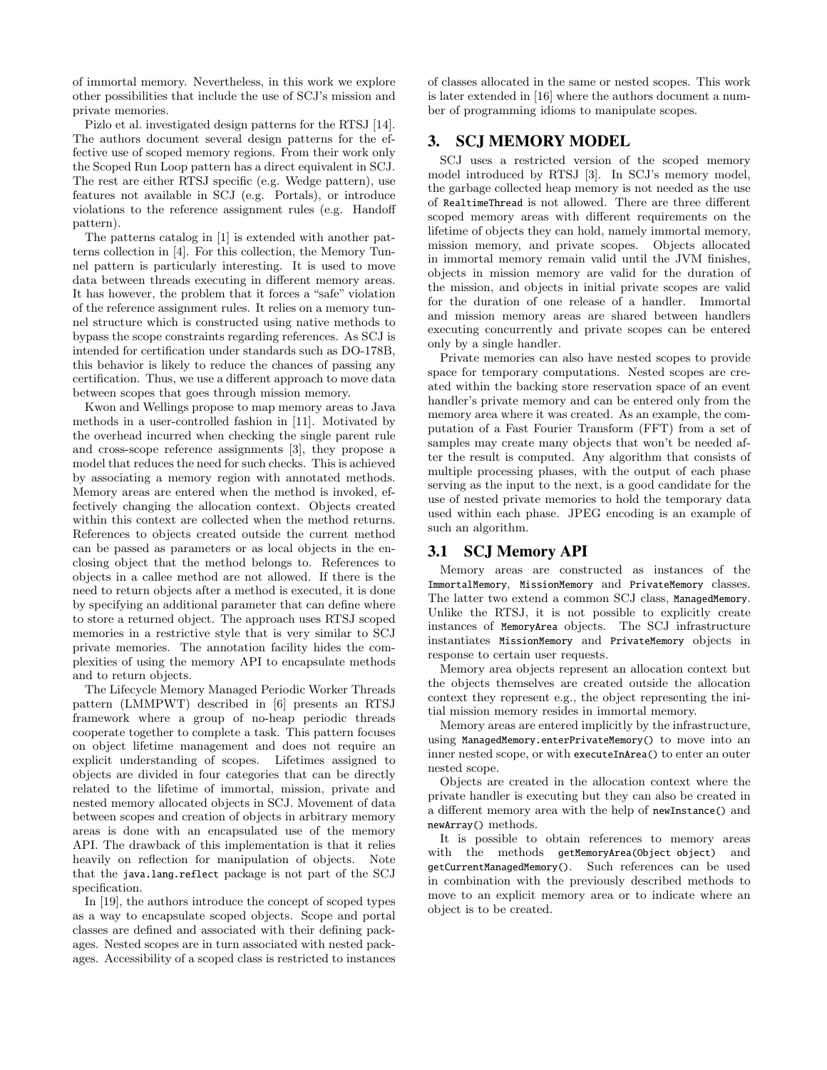of immortal memory. Nevertheless, in this work we explore other possibilities that include the use of SCJ's mission and private memories.

Pizlo et al. investigated design patterns for the RTSJ [14]. The authors document several design patterns for the effective use of scoped memory regions. From their work only the Scoped Run Loop pattern has a direct equivalent in SCJ. The rest are either RTSJ specific (e.g. Wedge pattern), use features not available in SCJ (e.g. Portals), or introduce violations to the reference assignment rules (e.g. Handoff pattern).

The patterns catalog in [1] is extended with another patterns collection in [4]. For this collection, the Memory Tunnel pattern is particularly interesting. It is used to move data between threads executing in different memory areas. It has however, the problem that it forces a "safe" violation of the reference assignment rules. It relies on a memory tunnel structure which is constructed using native methods to bypass the scope constraints regarding references. As SCJ is intended for certification under standards such as DO-178B, this behavior is likely to reduce the chances of passing any certification. Thus, we use a different approach to move data between scopes that goes through mission memory.

Kwon and Wellings propose to map memory areas to Java methods in a user-controlled fashion in [11]. Motivated by the overhead incurred when checking the single parent rule and cross-scope reference assignments [3], they propose a model that reduces the need for such checks. This is achieved by associating a memory region with annotated methods. Memory areas are entered when the method is invoked, effectively changing the allocation context. Objects created within this context are collected when the method returns. References to objects created outside the current method can be passed as parameters or as local objects in the enclosing object that the method belongs to. References to objects in a callee method are not allowed. If there is the need to return objects after a method is executed, it is done by specifying an additional parameter that can define where to store a returned object. The approach uses RTSJ scoped memories in a restrictive style that is very similar to SCJ private memories. The annotation facility hides the complexities of using the memory API to encapsulate methods and to return objects.

The Lifecycle Memory Managed Periodic Worker Threads pattern (LMMPWT) described in [6] presents an RTSJ framework where a group of no-heap periodic threads cooperate together to complete a task. This pattern focuses on object lifetime management and does not require an explicit understanding of scopes. Lifetimes assigned to objects are divided in four categories that can be directly related to the lifetime of immortal, mission, private and nested memory allocated objects in SCJ. Movement of data between scopes and creation of objects in arbitrary memory areas is done with an encapsulated use of the memory API. The drawback of this implementation is that it relies heavily on reflection for manipulation of objects. Note that the `java.lang.reflect` package is not part of the SCJ specification.

In [19], the authors introduce the concept of scoped types as a way to encapsulate scoped objects. Scope and portal classes are defined and associated with their defining packages. Nested scopes are in turn associated with nested packages. Accessibility of a scoped class is restricted to instances of classes allocated in the same or nested scopes. This work is later extended in [16] where the authors document a number of programming idioms to manipulate scopes.

# 3. SCJ MEMORY MODEL

SCJ uses a restricted version of the scoped memory model introduced by RTSJ [3]. In SCJ's memory model, the garbage collected heap memory is not needed as the use of `RealtimeThread` is not allowed. There are three different scoped memory areas with different requirements on the lifetime of objects they can hold, namely immortal memory, mission memory, and private scopes. Objects allocated in immortal memory remain valid until the JVM finishes, objects in mission memory are valid for the duration of the mission, and objects in initial private scopes are valid for the duration of one release of a handler. Immortal and mission memory areas are shared between handlers executing concurrently and private scopes can be entered only by a single handler.

Private memories can also have nested scopes to provide space for temporary computations. Nested scopes are created within the backing store reservation space of an event handler's private memory and can be entered only from the memory area where it was created. As an example, the computation of a Fast Fourier Transform (FFT) from a set of samples may create many objects that won't be needed after the result is computed. Any algorithm that consists of multiple processing phases, with the output of each phase serving as the input to the next, is a good candidate for the use of nested private memories to hold the temporary data used within each phase. JPEG encoding is an example of such an algorithm.

## 3.1 SCJ Memory API

Memory areas are constructed as instances of the `ImmortalMemory`, `MissionMemory` and `PrivateMemory` classes. The latter two extend a common SCJ class, `ManagedMemory`. Unlike the RTSJ, it is not possible to explicitly create instances of `MemoryArea` objects. The SCJ infrastructure instantiates `MissionMemory` and `PrivateMemory` objects in response to certain user requests.

Memory area objects represent an allocation context but the objects themselves are created outside the allocation context they represent e.g., the object representing the initial mission memory resides in immortal memory.

Memory areas are entered implicitly by the infrastructure, using `ManagedMemory.enterPrivateMemory()` to move into an inner nested scope, or with `executeInArea()` to enter an outer nested scope.

Objects are created in the allocation context where the private handler is executing but they can also be created in a different memory area with the help of `newInstance()` and `newArray()` methods.

It is possible to obtain references to memory areas with the methods `getMemoryArea(Object object)` and `getCurrentManagedMemory()`. Such references can be used in combination with the previously described methods to move to an explicit memory area or to indicate where an object is to be created.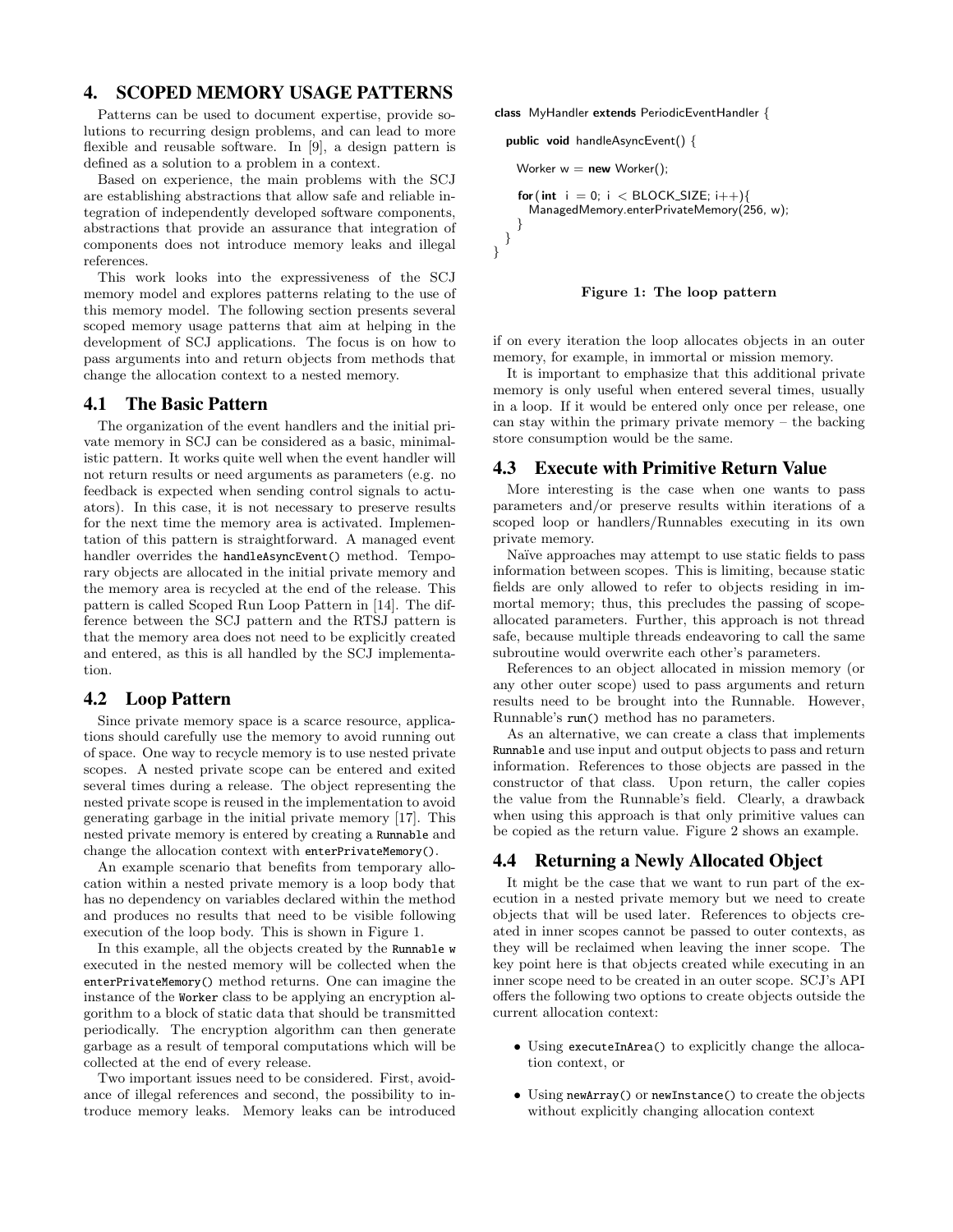## 4. SCOPED MEMORY USAGE PATTERNS

Patterns can be used to document expertise, provide solutions to recurring design problems, and can lead to more flexible and reusable software. In [9], a design pattern is defined as a solution to a problem in a context.

Based on experience, the main problems with the SCJ are establishing abstractions that allow safe and reliable integration of independently developed software components, abstractions that provide an assurance that integration of components does not introduce memory leaks and illegal references.

This work looks into the expressiveness of the SCJ memory model and explores patterns relating to the use of this memory model. The following section presents several scoped memory usage patterns that aim at helping in the development of SCJ applications. The focus is on how to pass arguments into and return objects from methods that change the allocation context to a nested memory.

### 4.1 The Basic Pattern

The organization of the event handlers and the initial private memory in SCJ can be considered as a basic, minimalistic pattern. It works quite well when the event handler will not return results or need arguments as parameters (e.g. no feedback is expected when sending control signals to actuators). In this case, it is not necessary to preserve results for the next time the memory area is activated. Implementation of this pattern is straightforward. A managed event handler overrides the `handleAsyncEvent()` method. Temporary objects are allocated in the initial private memory and the memory area is recycled at the end of the release. This pattern is called Scoped Run Loop Pattern in [14]. The difference between the SCJ pattern and the RTSJ pattern is that the memory area does not need to be explicitly created and entered, as this is all handled by the SCJ implementation.

### 4.2 Loop Pattern

Since private memory space is a scarce resource, applications should carefully use the memory to avoid running out of space. One way to recycle memory is to use nested private scopes. A nested private scope can be entered and exited several times during a release. The object representing the nested private scope is reused in the implementation to avoid generating garbage in the initial private memory [17]. This nested private memory is entered by creating a `Runnable` and change the allocation context with `enterPrivateMemory()`.

An example scenario that benefits from temporary allocation within a nested private memory is a loop body that has no dependency on variables declared within the method and produces no results that need to be visible following execution of the loop body. This is shown in Figure 1.

```
class MyHandler extends PeriodicEventHandler {

  public void handleAsyncEvent() {

    Worker w = new Worker();

    for(int i = 0; i < BLOCK_SIZE; i++){
      ManagedMemory.enterPrivateMemory(256, w);
    }
  }
}
```

**Figure 1: The loop pattern**

In this example, all the objects created by the `Runnable w` executed in the nested memory will be collected when the `enterPrivateMemory()` method returns. One can imagine the instance of the `Worker` class to be applying an encryption algorithm to a block of static data that should be transmitted periodically. The encryption algorithm can then generate garbage as a result of temporal computations which will be collected at the end of every release.

Two important issues need to be considered. First, avoidance of illegal references and second, the possibility to introduce memory leaks. Memory leaks can be introduced if on every iteration the loop allocates objects in an outer memory, for example, in immortal or mission memory.

It is important to emphasize that this additional private memory is only useful when entered several times, usually in a loop. If it would be entered only once per release, one can stay within the primary private memory – the backing store consumption would be the same.

### 4.3 Execute with Primitive Return Value

More interesting is the case when one wants to pass parameters and/or preserve results within iterations of a scoped loop or handlers/Runnables executing in its own private memory.

Naïve approaches may attempt to use static fields to pass information between scopes. This is limiting, because static fields are only allowed to refer to objects residing in immortal memory; thus, this precludes the passing of scope-allocated parameters. Further, this approach is not thread safe, because multiple threads endeavoring to call the same subroutine would overwrite each other's parameters.

References to an object allocated in mission memory (or any other outer scope) used to pass arguments and return results need to be brought into the Runnable. However, Runnable's `run()` method has no parameters.

As an alternative, we can create a class that implements `Runnable` and use input and output objects to pass and return information. References to those objects are passed in the constructor of that class. Upon return, the caller copies the value from the Runnable's field. Clearly, a drawback when using this approach is that only primitive values can be copied as the return value. Figure 2 shows an example.

### 4.4 Returning a Newly Allocated Object

It might be the case that we want to run part of the execution in a nested private memory but we need to create objects that will be used later. References to objects created in inner scopes cannot be passed to outer contexts, as they will be reclaimed when leaving the inner scope. The key point here is that objects created while executing in an inner scope need to be created in an outer scope. SCJ's API offers the following two options to create objects outside the current allocation context:

- Using `executeInArea()` to explicitly change the allocation context, or
- Using `newArray()` or `newInstance()` to create the objects without explicitly changing allocation context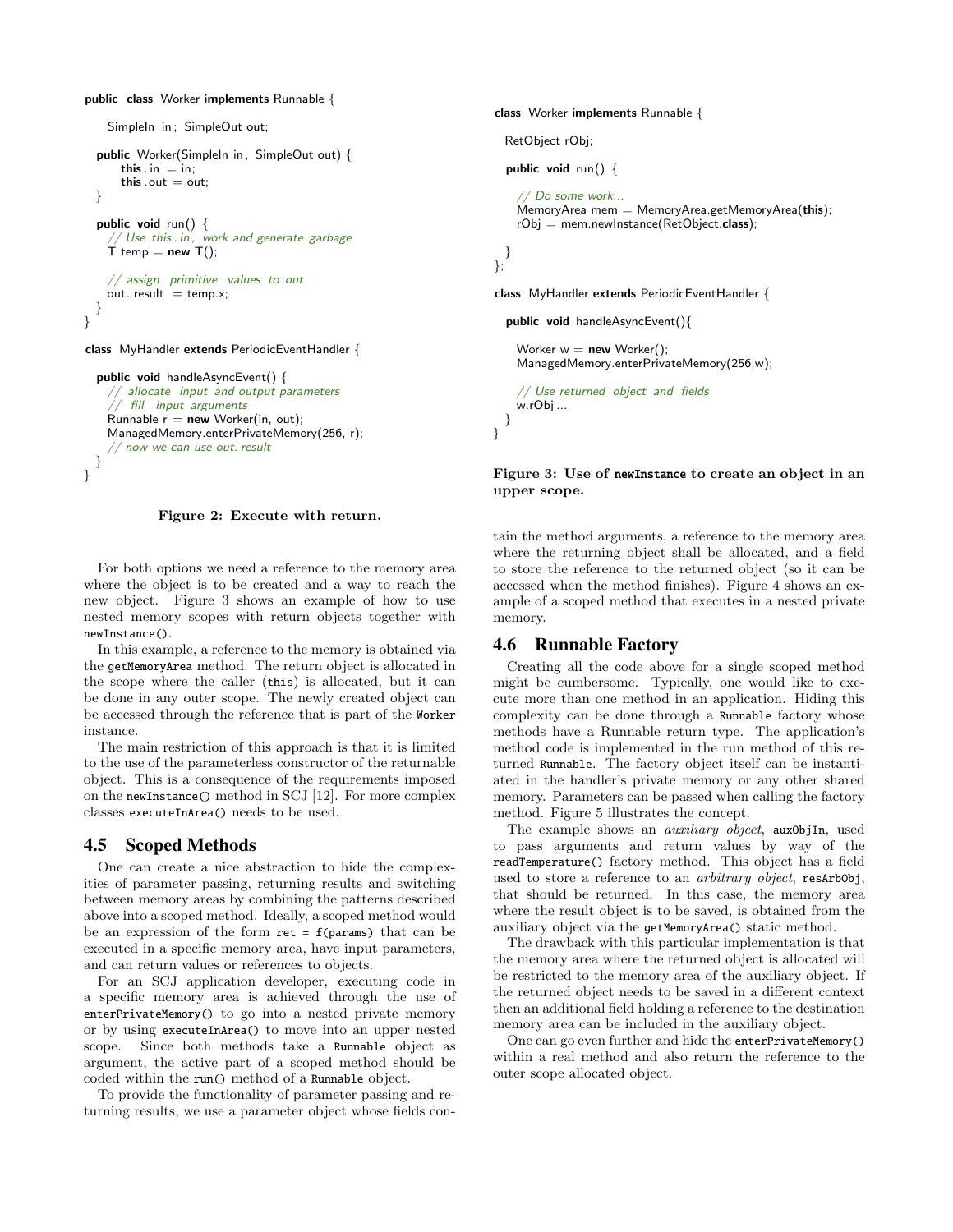```
public class Worker implements Runnable {

    SimpleIn in; SimpleOut out;

  public Worker(SimpleIn in, SimpleOut out) {
      this.in = in;
      this.out = out;
  }

  public void run() {
    // Use this.in, work and generate garbage
    T temp = new T();

    // assign primitive values to out
    out.result = temp.x;
  }
}

class MyHandler extends PeriodicEventHandler {

  public void handleAsyncEvent() {
    // allocate input and output parameters
    // fill input arguments
    Runnable r = new Worker(in, out);
    ManagedMemory.enterPrivateMemory(256, r);
    // now we can use out.result
  }
}
```

**Figure 2: Execute with return.**

For both options we need a reference to the memory area where the object is to be created and a way to reach the new object. Figure 3 shows an example of how to use nested memory scopes with return objects together with `newInstance()`.

In this example, a reference to the memory is obtained via the `getMemoryArea` method. The return object is allocated in the scope where the caller (`this`) is allocated, but it can be done in any outer scope. The newly created object can be accessed through the reference that is part of the `Worker` instance.

The main restriction of this approach is that it is limited to the use of the parameterless constructor of the returnable object. This is a consequence of the requirements imposed on the `newInstance()` method in SCJ [12]. For more complex classes `executeInArea()` needs to be used.

## 4.5 Scoped Methods

One can create a nice abstraction to hide the complexities of parameter passing, returning results and switching between memory areas by combining the patterns described above into a scoped method. Ideally, a scoped method would be an expression of the form `ret = f(params)` that can be executed in a specific memory area, have input parameters, and can return values or references to objects.

For an SCJ application developer, executing code in a specific memory area is achieved through the use of `enterPrivateMemory()` to go into a nested private memory or by using `executeInArea()` to move into an upper nested scope. Since both methods take a `Runnable` object as argument, the active part of a scoped method should be coded within the `run()` method of a `Runnable` object.

To provide the functionality of parameter passing and returning results, we use a parameter object whose fields contain the method arguments, a reference to the memory area where the returning object shall be allocated, and a field to store the reference to the returned object (so it can be accessed when the method finishes). Figure 4 shows an example of a scoped method that executes in a nested private memory.

```
class Worker implements Runnable {

  RetObject rObj;

  public void run() {

    // Do some work...
    MemoryArea mem = MemoryArea.getMemoryArea(this);
    rObj = mem.newInstance(RetObject.class);

  }
};

class MyHandler extends PeriodicEventHandler {

  public void handleAsyncEvent(){

    Worker w = new Worker();
    ManagedMemory.enterPrivateMemory(256,w);

    // Use returned object and fields
    w.rObj ...
  }
}
```

**Figure 3: Use of `newInstance` to create an object in an upper scope.**

## 4.6 Runnable Factory

Creating all the code above for a single scoped method might be cumbersome. Typically, one would like to execute more than one method in an application. Hiding this complexity can be done through a `Runnable` factory whose methods have a Runnable return type. The application's method code is implemented in the run method of this returned `Runnable`. The factory object itself can be instantiated in the handler's private memory or any other shared memory. Parameters can be passed when calling the factory method. Figure 5 illustrates the concept.

The example shows an *auxiliary object*, `auxObjIn`, used to pass arguments and return values by way of the `readTemperature()` factory method. This object has a field used to store a reference to an *arbitrary object*, `resArbObj`, that should be returned. In this case, the memory area where the result object is to be saved, is obtained from the auxiliary object via the `getMemoryArea()` static method.

The drawback with this particular implementation is that the memory area where the returned object is allocated will be restricted to the memory area of the auxiliary object. If the returned object needs to be saved in a different context then an additional field holding a reference to the destination memory area can be included in the auxiliary object.

One can go even further and hide the `enterPrivateMemory()` within a real method and also return the reference to the outer scope allocated object.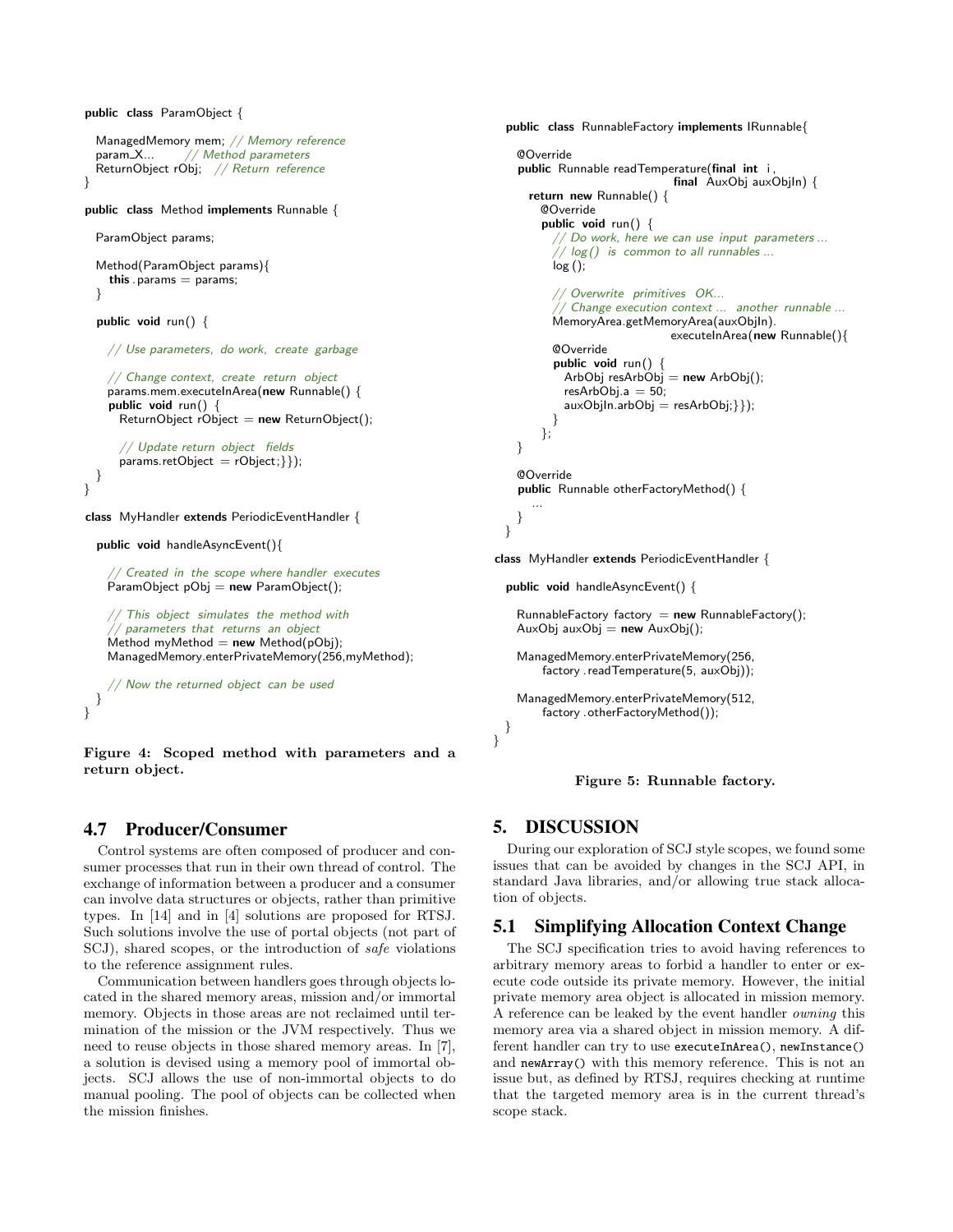```java
public class ParamObject {

  ManagedMemory mem; // Memory reference
  param_X...       // Method parameters
  ReturnObject rObj;   // Return reference
}

public class Method implements Runnable {

  ParamObject params;

  Method(ParamObject params){
    this.params = params;
  }

  public void run() {

    // Use parameters, do work, create garbage

    // Change context, create return object
    params.mem.executeInArea(new Runnable() {
    public void run() {
      ReturnObject rObject = new ReturnObject();

      // Update return object fields
      params.retObject = rObject;}});
  }
}

class MyHandler extends PeriodicEventHandler {

  public void handleAsyncEvent(){

    // Created in the scope where handler executes
    ParamObject pObj = new ParamObject();

    // This object simulates the method with
    // parameters that returns an object
    Method myMethod = new Method(pObj);
    ManagedMemory.enterPrivateMemory(256,myMethod);

    // Now the returned object can be used
  }
}
```

**Figure 4: Scoped method with parameters and a return object.**

## 4.7 Producer/Consumer

Control systems are often composed of producer and consumer processes that run in their own thread of control. The exchange of information between a producer and a consumer can involve data structures or objects, rather than primitive types. In [14] and in [4] solutions are proposed for RTSJ. Such solutions involve the use of portal objects (not part of SCJ), shared scopes, or the introduction of *safe* violations to the reference assignment rules.

Communication between handlers goes through objects located in the shared memory areas, mission and/or immortal memory. Objects in those areas are not reclaimed until termination of the mission or the JVM respectively. Thus we need to reuse objects in those shared memory areas. In [7], a solution is devised using a memory pool of immortal objects. SCJ allows the use of non-immortal objects to do manual pooling. The pool of objects can be collected when the mission finishes.

```java
public class RunnableFactory implements IRunnable{

  @Override
  public Runnable readTemperature(final int i,
                                  final AuxObj auxObjIn) {
    return new Runnable() {
      @Override
      public void run() {
        // Do work, here we can use input parameters ...
        // log() is common to all runnables ...
        log();

        // Overwrite primitives OK...
        // Change execution context ... another runnable ...
        MemoryArea.getMemoryArea(auxObjIn).
                   executeInArea(new Runnable(){
        @Override
        public void run() {
          ArbObj resArbObj = new ArbObj();
          resArbObj.a = 50;
          auxObjIn.arbObj = resArbObj;}});
        }
      };
  }

  @Override
  public Runnable otherFactoryMethod() {
    ...
  }
}

class MyHandler extends PeriodicEventHandler {

  public void handleAsyncEvent() {

    RunnableFactory factory = new RunnableFactory();
    AuxObj auxObj = new AuxObj();

    ManagedMemory.enterPrivateMemory(256,
        factory.readTemperature(5, auxObj));

    ManagedMemory.enterPrivateMemory(512,
        factory.otherFactoryMethod());
  }
}
```

**Figure 5: Runnable factory.**

# 5. DISCUSSION

During our exploration of SCJ style scopes, we found some issues that can be avoided by changes in the SCJ API, in standard Java libraries, and/or allowing true stack allocation of objects.

## 5.1 Simplifying Allocation Context Change

The SCJ specification tries to avoid having references to arbitrary memory areas to forbid a handler to enter or execute code outside its private memory. However, the initial private memory area object is allocated in mission memory. A reference can be leaked by the event handler *owning* this memory area via a shared object in mission memory. A different handler can try to use `executeInArea()`, `newInstance()` and `newArray()` with this memory reference. This is not an issue but, as defined by RTSJ, requires checking at runtime that the targeted memory area is in the current thread's scope stack.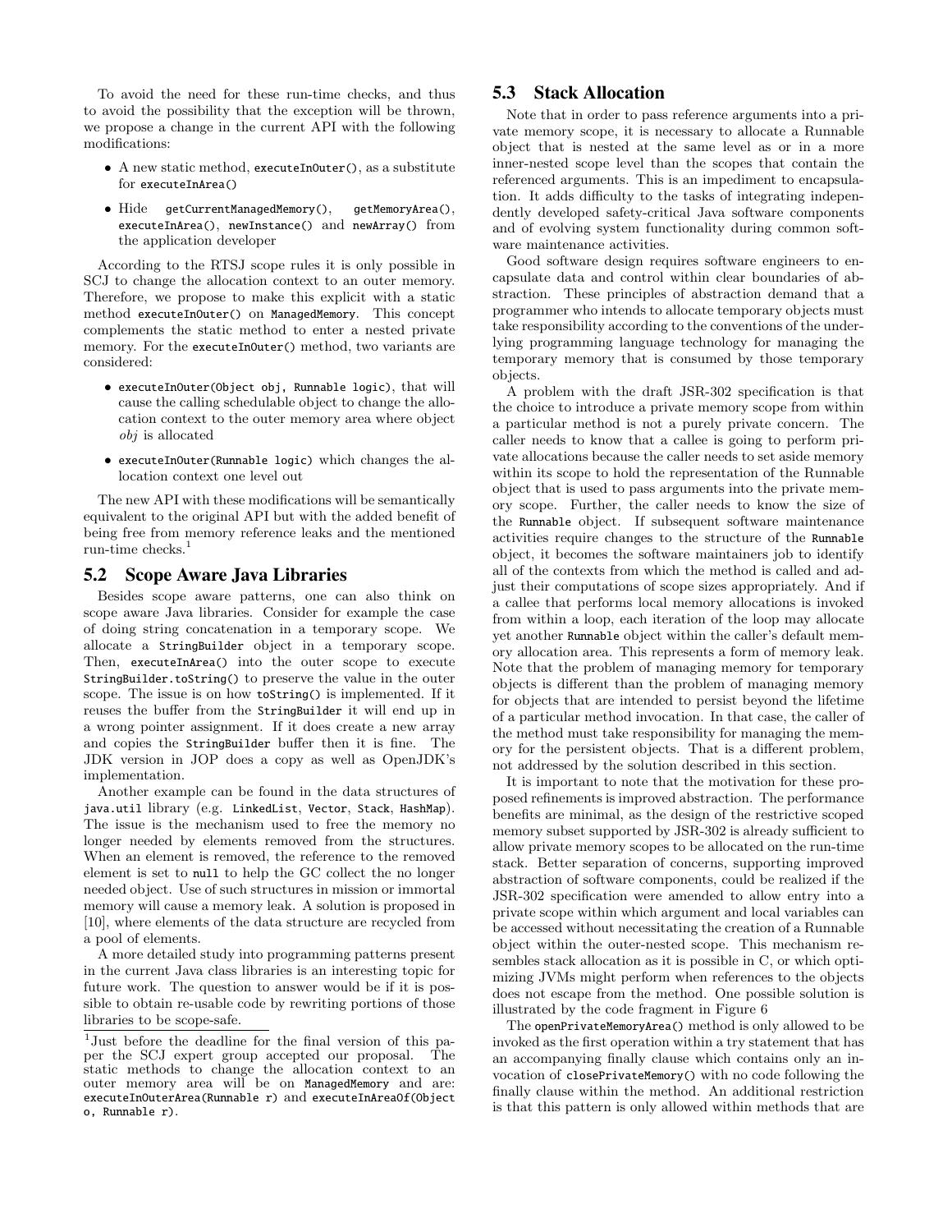To avoid the need for these run-time checks, and thus to avoid the possibility that the exception will be thrown, we propose a change in the current API with the following modifications:

- A new static method, `executeInOuter()`, as a substitute for `executeInArea()`
- Hide `getCurrentManagedMemory()`, `getMemoryArea()`, `executeInArea()`, `newInstance()` and `newArray()` from the application developer

According to the RTSJ scope rules it is only possible in SCJ to change the allocation context to an outer memory. Therefore, we propose to make this explicit with a static method `executeInOuter()` on `ManagedMemory`. This concept complements the static method to enter a nested private memory. For the `executeInOuter()` method, two variants are considered:

- `executeInOuter(Object obj, Runnable logic)`, that will cause the calling schedulable object to change the allocation context to the outer memory area where object *obj* is allocated
- `executeInOuter(Runnable logic)` which changes the allocation context one level out

The new API with these modifications will be semantically equivalent to the original API but with the added benefit of being free from memory reference leaks and the mentioned run-time checks.[1]

## 5.2 Scope Aware Java Libraries

Besides scope aware patterns, one can also think on scope aware Java libraries. Consider for example the case of doing string concatenation in a temporary scope. We allocate a `StringBuilder` object in a temporary scope. Then, `executeInArea()` into the outer scope to execute `StringBuilder.toString()` to preserve the value in the outer scope. The issue is on how `toString()` is implemented. If it reuses the buffer from the `StringBuilder` it will end up in a wrong pointer assignment. If it does create a new array and copies the `StringBuilder` buffer then it is fine. The JDK version in JOP does a copy as well as OpenJDK's implementation.

Another example can be found in the data structures of `java.util` library (e.g. `LinkedList`, `Vector`, `Stack`, `HashMap`). The issue is the mechanism used to free the memory no longer needed by elements removed from the structures. When an element is removed, the reference to the removed element is set to `null` to help the GC collect the no longer needed object. Use of such structures in mission or immortal memory will cause a memory leak. A solution is proposed in [10], where elements of the data structure are recycled from a pool of elements.

A more detailed study into programming patterns present in the current Java class libraries is an interesting topic for future work. The question to answer would be if it is possible to obtain re-usable code by rewriting portions of those libraries to be scope-safe.

[1] Just before the deadline for the final version of this paper the SCJ expert group accepted our proposal. The static methods to change the allocation context to an outer memory area will be on `ManagedMemory` and are: `executeInOuterArea(Runnable r)` and `executeInAreaOf(Object o, Runnable r)`.

## 5.3 Stack Allocation

Note that in order to pass reference arguments into a private memory scope, it is necessary to allocate a Runnable object that is nested at the same level as or in a more inner-nested scope level than the scopes that contain the referenced arguments. This is an impediment to encapsulation. It adds difficulty to the tasks of integrating independently developed safety-critical Java software components and of evolving system functionality during common software maintenance activities.

Good software design requires software engineers to encapsulate data and control within clear boundaries of abstraction. These principles of abstraction demand that a programmer who intends to allocate temporary objects must take responsibility according to the conventions of the underlying programming language technology for managing the temporary memory that is consumed by those temporary objects.

A problem with the draft JSR-302 specification is that the choice to introduce a private memory scope from within a particular method is not a purely private concern. The caller needs to know that a callee is going to perform private allocations because the caller needs to set aside memory within its scope to hold the representation of the Runnable object that is used to pass arguments into the private memory scope. Further, the caller needs to know the size of the `Runnable` object. If subsequent software maintenance activities require changes to the structure of the `Runnable` object, it becomes the software maintainers job to identify all of the contexts from which the method is called and adjust their computations of scope sizes appropriately. And if a callee that performs local memory allocations is invoked from within a loop, each iteration of the loop may allocate yet another `Runnable` object within the caller's default memory allocation area. This represents a form of memory leak. Note that the problem of managing memory for temporary objects is different than the problem of managing memory for objects that are intended to persist beyond the lifetime of a particular method invocation. In that case, the caller of the method must take responsibility for managing the memory for the persistent objects. That is a different problem, not addressed by the solution described in this section.

It is important to note that the motivation for these proposed refinements is improved abstraction. The performance benefits are minimal, as the design of the restrictive scoped memory subset supported by JSR-302 is already sufficient to allow private memory scopes to be allocated on the run-time stack. Better separation of concerns, supporting improved abstraction of software components, could be realized if the JSR-302 specification were amended to allow entry into a private scope within which argument and local variables can be accessed without necessitating the creation of a Runnable object within the outer-nested scope. This mechanism resembles stack allocation as it is possible in C, or which optimizing JVMs might perform when references to the objects does not escape from the method. One possible solution is illustrated by the code fragment in Figure 6

The `openPrivateMemoryArea()` method is only allowed to be invoked as the first operation within a try statement that has an accompanying finally clause which contains only an invocation of `closePrivateMemory()` with no code following the finally clause within the method. An additional restriction is that this pattern is only allowed within methods that are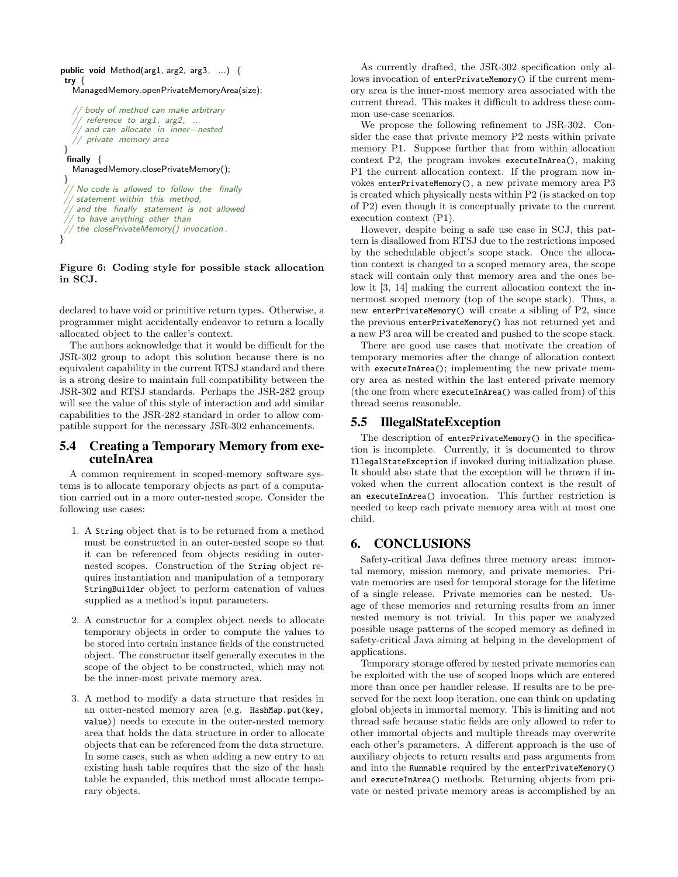```
public void Method(arg1, arg2, arg3, ...) {
 try {
   ManagedMemory.openPrivateMemoryArea(size);

   // body of method can make arbitrary
   // reference to arg1, arg2, ...
   // and can allocate in inner-nested
   // private memory area
 }
 finally {
   ManagedMemory.closePrivateMemory();
 }
 // No code is allowed to follow the finally
 // statement within this method,
 // and the finally statement is not allowed
 // to have anything other than
 // the closePrivateMemory() invocation.
}
```

**Figure 6: Coding style for possible stack allocation in SCJ.**

declared to have void or primitive return types. Otherwise, a programmer might accidentally endeavor to return a locally allocated object to the caller's context.

The authors acknowledge that it would be difficult for the JSR-302 group to adopt this solution because there is no equivalent capability in the current RTSJ standard and there is a strong desire to maintain full compatibility between the JSR-302 and RTSJ standards. Perhaps the JSR-282 group will see the value of this style of interaction and add similar capabilities to the JSR-282 standard in order to allow compatible support for the necessary JSR-302 enhancements.

## 5.4 Creating a Temporary Memory from executeInArea

A common requirement in scoped-memory software systems is to allocate temporary objects as part of a computation carried out in a more outer-nested scope. Consider the following use cases:

1. A `String` object that is to be returned from a method must be constructed in an outer-nested scope so that it can be referenced from objects residing in outer-nested scopes. Construction of the `String` object requires instantiation and manipulation of a temporary `StringBuilder` object to perform catenation of values supplied as a method's input parameters.

2. A constructor for a complex object needs to allocate temporary objects in order to compute the values to be stored into certain instance fields of the constructed object. The constructor itself generally executes in the scope of the object to be constructed, which may not be the inner-most private memory area.

3. A method to modify a data structure that resides in an outer-nested memory area (e.g. `HashMap.put(key, value)`) needs to execute in the outer-nested memory area that holds the data structure in order to allocate objects that can be referenced from the data structure. In some cases, such as when adding a new entry to an existing hash table requires that the size of the hash table be expanded, this method must allocate temporary objects.

As currently drafted, the JSR-302 specification only allows invocation of `enterPrivateMemory()` if the current memory area is the inner-most memory area associated with the current thread. This makes it difficult to address these common use-case scenarios.

We propose the following refinement to JSR-302. Consider the case that private memory P2 nests within private memory P1. Suppose further that from within allocation context P2, the program invokes `executeInArea()`, making P1 the current allocation context. If the program now invokes `enterPrivateMemory()`, a new private memory area P3 is created which physically nests within P2 (is stacked on top of P2) even though it is conceptually private to the current execution context (P1).

However, despite being a safe use case in SCJ, this pattern is disallowed from RTSJ due to the restrictions imposed by the schedulable object's scope stack. Once the allocation context is changed to a scoped memory area, the scope stack will contain only that memory area and the ones below it [3, 14] making the current allocation context the innermost scoped memory (top of the scope stack). Thus, a new `enterPrivateMemory()` will create a sibling of P2, since the previous `enterPrivateMemory()` has not returned yet and a new P3 area will be created and pushed to the scope stack.

There are good use cases that motivate the creation of temporary memories after the change of allocation context with `executeInArea()`; implementing the new private memory area as nested within the last entered private memory (the one from where `executeInArea()` was called from) of this thread seems reasonable.

## 5.5 IllegalStateException

The description of `enterPrivateMemory()` in the specification is incomplete. Currently, it is documented to throw `IllegalStateException` if invoked during initialization phase. It should also state that the exception will be thrown if invoked when the current allocation context is the result of an `executeInArea()` invocation. This further restriction is needed to keep each private memory area with at most one child.

# 6. CONCLUSIONS

Safety-critical Java defines three memory areas: immortal memory, mission memory, and private memories. Private memories are used for temporal storage for the lifetime of a single release. Private memories can be nested. Usage of these memories and returning results from an inner nested memory is not trivial. In this paper we analyzed possible usage patterns of the scoped memory as defined in safety-critical Java aiming at helping in the development of applications.

Temporary storage offered by nested private memories can be exploited with the use of scoped loops which are entered more than once per handler release. If results are to be preserved for the next loop iteration, one can think on updating global objects in immortal memory. This is limiting and not thread safe because static fields are only allowed to refer to other immortal objects and multiple threads may overwrite each other's parameters. A different approach is the use of auxiliary objects to return results and pass arguments from and into the `Runnable` required by the `enterPrivateMemory()` and `executeInArea()` methods. Returning objects from private or nested private memory areas is accomplished by an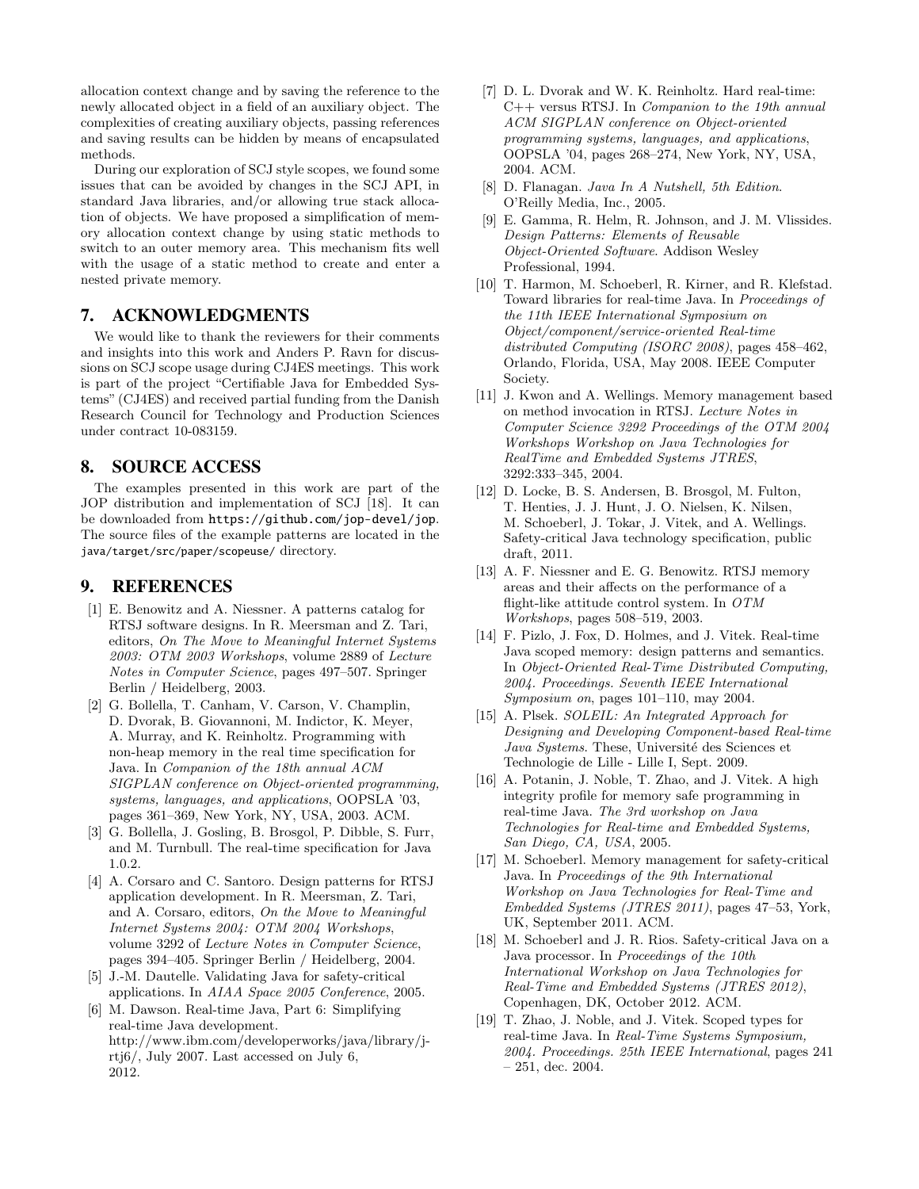allocation context change and by saving the reference to the newly allocated object in a field of an auxiliary object. The complexities of creating auxiliary objects, passing references and saving results can be hidden by means of encapsulated methods.

During our exploration of SCJ style scopes, we found some issues that can be avoided by changes in the SCJ API, in standard Java libraries, and/or allowing true stack allocation of objects. We have proposed a simplification of memory allocation context change by using static methods to switch to an outer memory area. This mechanism fits well with the usage of a static method to create and enter a nested private memory.

## 7. ACKNOWLEDGMENTS

We would like to thank the reviewers for their comments and insights into this work and Anders P. Ravn for discussions on SCJ scope usage during CJ4ES meetings. This work is part of the project "Certifiable Java for Embedded Systems" (CJ4ES) and received partial funding from the Danish Research Council for Technology and Production Sciences under contract 10-083159.

## 8. SOURCE ACCESS

The examples presented in this work are part of the JOP distribution and implementation of SCJ [18]. It can be downloaded from `https://github.com/jop-devel/jop`. The source files of the example patterns are located in the `java/target/src/paper/scopeuse/` directory.

## 9. REFERENCES

[1] E. Benowitz and A. Niessner. A patterns catalog for RTSJ software designs. In R. Meersman and Z. Tari, editors, *On The Move to Meaningful Internet Systems 2003: OTM 2003 Workshops*, volume 2889 of *Lecture Notes in Computer Science*, pages 497–507. Springer Berlin / Heidelberg, 2003.

[2] G. Bollella, T. Canham, V. Carson, V. Champlin, D. Dvorak, B. Giovannoni, M. Indictor, K. Meyer, A. Murray, and K. Reinholtz. Programming with non-heap memory in the real time specification for Java. In *Companion of the 18th annual ACM SIGPLAN conference on Object-oriented programming, systems, languages, and applications*, OOPSLA '03, pages 361–369, New York, NY, USA, 2003. ACM.

[3] G. Bollella, J. Gosling, B. Brosgol, P. Dibble, S. Furr, and M. Turnbull. The real-time specification for Java 1.0.2.

[4] A. Corsaro and C. Santoro. Design patterns for RTSJ application development. In R. Meersman, Z. Tari, and A. Corsaro, editors, *On the Move to Meaningful Internet Systems 2004: OTM 2004 Workshops*, volume 3292 of *Lecture Notes in Computer Science*, pages 394–405. Springer Berlin / Heidelberg, 2004.

[5] J.-M. Dautelle. Validating Java for safety-critical applications. In *AIAA Space 2005 Conference*, 2005.

[6] M. Dawson. Real-time Java, Part 6: Simplifying real-time Java development. http://www.ibm.com/developerworks/java/library/j-rtj6/, July 2007. Last accessed on July 6, 2012.

[7] D. L. Dvorak and W. K. Reinholtz. Hard real-time: C++ versus RTSJ. In *Companion to the 19th annual ACM SIGPLAN conference on Object-oriented programming systems, languages, and applications*, OOPSLA '04, pages 268–274, New York, NY, USA, 2004. ACM.

[8] D. Flanagan. *Java In A Nutshell, 5th Edition*. O'Reilly Media, Inc., 2005.

[9] E. Gamma, R. Helm, R. Johnson, and J. M. Vlissides. *Design Patterns: Elements of Reusable Object-Oriented Software*. Addison Wesley Professional, 1994.

[10] T. Harmon, M. Schoeberl, R. Kirner, and R. Klefstad. Toward libraries for real-time Java. In *Proceedings of the 11th IEEE International Symposium on Object/component/service-oriented Real-time distributed Computing (ISORC 2008)*, pages 458–462, Orlando, Florida, USA, May 2008. IEEE Computer Society.

[11] J. Kwon and A. Wellings. Memory management based on method invocation in RTSJ. *Lecture Notes in Computer Science 3292 Proceedings of the OTM 2004 Workshops Workshop on Java Technologies for RealTime and Embedded Systems JTRES*, 3292:333–345, 2004.

[12] D. Locke, B. S. Andersen, B. Brosgol, M. Fulton, T. Henties, J. J. Hunt, J. O. Nielsen, K. Nilsen, M. Schoeberl, J. Tokar, J. Vitek, and A. Wellings. Safety-critical Java technology specification, public draft, 2011.

[13] A. F. Niessner and E. G. Benowitz. RTSJ memory areas and their affects on the performance of a flight-like attitude control system. In *OTM Workshops*, pages 508–519, 2003.

[14] F. Pizlo, J. Fox, D. Holmes, and J. Vitek. Real-time Java scoped memory: design patterns and semantics. In *Object-Oriented Real-Time Distributed Computing, 2004. Proceedings. Seventh IEEE International Symposium on*, pages 101–110, may 2004.

[15] A. Plsek. *SOLEIL: An Integrated Approach for Designing and Developing Component-based Real-time Java Systems*. These, Université des Sciences et Technologie de Lille - Lille I, Sept. 2009.

[16] A. Potanin, J. Noble, T. Zhao, and J. Vitek. A high integrity profile for memory safe programming in real-time Java. *The 3rd workshop on Java Technologies for Real-time and Embedded Systems, San Diego, CA, USA*, 2005.

[17] M. Schoeberl. Memory management for safety-critical Java. In *Proceedings of the 9th International Workshop on Java Technologies for Real-Time and Embedded Systems (JTRES 2011)*, pages 47–53, York, UK, September 2011. ACM.

[18] M. Schoeberl and J. R. Rios. Safety-critical Java on a Java processor. In *Proceedings of the 10th International Workshop on Java Technologies for Real-Time and Embedded Systems (JTRES 2012)*, Copenhagen, DK, October 2012. ACM.

[19] T. Zhao, J. Noble, and J. Vitek. Scoped types for real-time Java. In *Real-Time Systems Symposium, 2004. Proceedings. 25th IEEE International*, pages 241 – 251, dec. 2004.